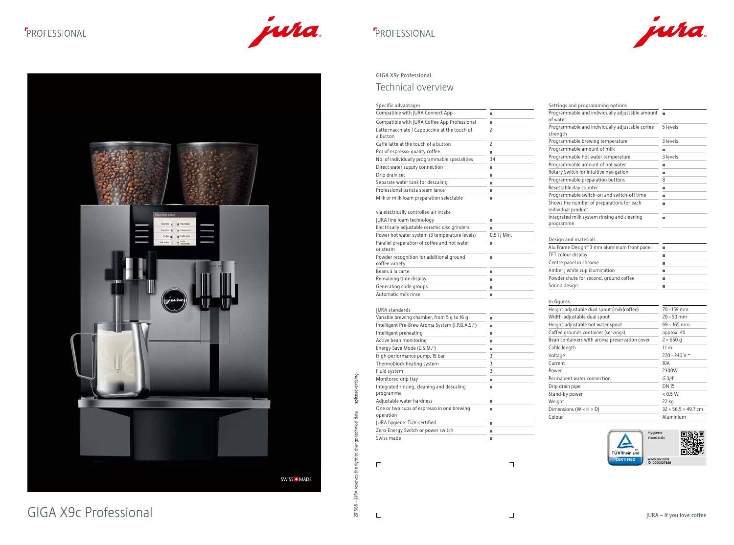PROFESSIONAL

GIGA X9c Professional

# GIGA X9c Professional

## Technical overview

| Specific advantages | |
|---|---|
| Compatible with JURA Connect App | ■ |
| Compatible with JURA Coffee App Professional | ■ |
| Latte macchiato / Cappuccino at the touch of a button | 2 |
| Caffè latte at the touch of a button | 2 |
| Pot of espresso-quality coffee | ■ |
| No. of individually programmable specialities | 34 |
| Direct water supply connection | ■ |
| Drip drain set | ■ |
| Separate water tank for descaling | ■ |
| Professional barista steam lance | ■ |
| Milk or milk foam preparation selectable via electrically controlled air intake | ■ |
| JURA fine foam technology | ■ |
| Electrically adjustable ceramic disc grinders | ■ |
| Power hot water system (3 temperature levels) | 0.5 l / Min. |
| Parallel preperation of coffee and hot water or steam | ■ |
| Powder recognition for additional ground coffee variety | ■ |
| Beans à la carte | ■ |
| Remaining time display | ■ |
| Generating code groups | ■ |
| Automatic milk rinse | ■ |

| JURA standards | |
|---|---|
| Variable brewing chamber, from 5 g to 16 g | ■ |
| Intelligent Pre-Brew Aroma System (I.P.B.A.S.©) | ■ |
| Intelligent preheating | ■ |
| Active bean monitoring | ■ |
| Energy Save Mode (E.S.M.©) | ■ |
| High-performance pump, 15 bar | 3 |
| Thermoblock heating system | 3 |
| Fluid system | 3 |
| Monitored drip tray | ■ |
| Integrated rinsing, cleaning and descaling programme | ■ |
| Adjustable water hardness | ■ |
| One or two cups of espresso in one brewing operation | ■ |
| JURA hygiene: TÜV-certified | ■ |
| Zero-Energy Switch or power switch | ■ |
| Swiss made | ■ |

| Settings and programming options | |
|---|---|
| Programmable and individually adjustable amount of water | ■ |
| Programmable and individually adjustable coffee strength | 5 levels |
| Programmable brewing temperature | 3 levels |
| Programmable amount of milk | ■ |
| Programmable hot water temperature | 3 levels |
| Programmable amount of hot water | ■ |
| Rotary Switch for intuitive navigation | ■ |
| Programmable preparation buttons | 8 |
| Resettable day counter | ■ |
| Programmable switch-on and switch-off time | ■ |
| Shows the number of preparations for each individual product | ■ |
| Integrated milk system rinsing and cleaning programme | ■ |

| Design and materials | |
|---|---|
| Alu Frame Design© 3 mm aluminium front panel | ■ |
| TFT colour display | ■ |
| Centre panel in chrome | ■ |
| Amber / white cup illumination | ■ |
| Powder chute for second, ground coffee | ■ |
| Sound design | ■ |

| In figures | |
|---|---|
| Height-adjustable dual spout (milk/coffee) | 70 – 159 mm |
| Width-adjustable dual spout | 20 – 50 mm |
| Height-adjustable hot water spout | 69 – 165 mm |
| Coffee grounds container (servings) | approx. 40 |
| Bean containers with aroma preservation cover | 2 × 650 g |
| Cable length | 1.1 m |
| Voltage | 220 – 240 V ~ |
| Current | 10A |
| Power | 2300W |
| Permanent water connection | G 3/4" |
| Drip drain pipe | DN 15 |
| Stand-by power | < 0.5 W |
| Weight | 22 kg |
| Dimensions (W × H × D) | 32 × 56.5 × 49.7 cm |
| Colour | Aluminium |

TÜVRheinland CERTIFIED – Hygiene standards – www.tuv.com ID 0000027526

201608 – JURA reserves the right to change technical data. spiceadvertising

JURA – If you love coffee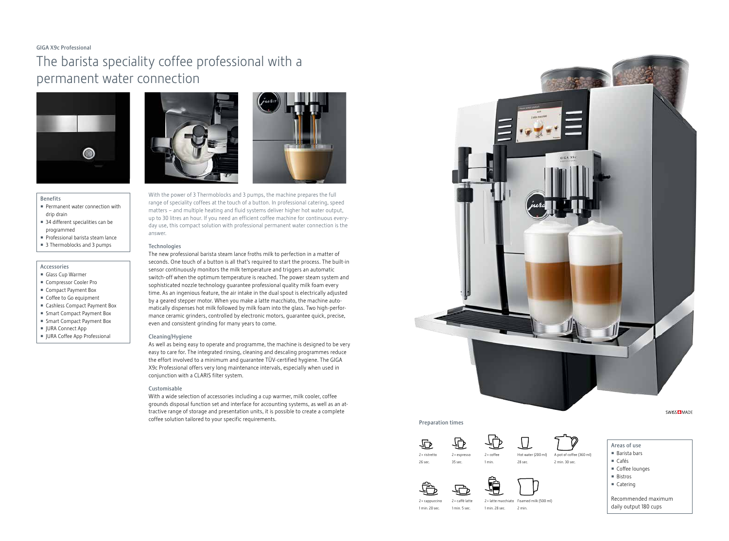GIGA X9c Professional

# The barista speciality coffee professional with a permanent water connection

### Benefits

- Permanent water connection with drip drain
- 34 different specialities can be programmed
- Professional barista steam lance
- 3 Thermoblocks and 3 pumps

### Accessories

- Glass Cup Warmer
- Compressor Cooler Pro
- Compact Payment Box
- Coffee to Go equipment
- Cashless Compact Payment Box
- Smart Compact Payment Box
- Smart Compact Payment Box
- JURA Connect App
- JURA Coffee App Professional

With the power of 3 Thermoblocks and 3 pumps, the machine prepares the full range of speciality coffees at the touch of a button. In professional catering, speed matters – and multiple heating and fluid systems deliver higher hot water output, up to 30 litres an hour. If you need an efficient coffee machine for continuous everyday use, this compact solution with professional permanent water connection is the answer.

### Technologies

The new professional barista steam lance froths milk to perfection in a matter of seconds. One touch of a button is all that's required to start the process. The built-in sensor continuously monitors the milk temperature and triggers an automatic switch-off when the optimum temperature is reached. The power steam system and sophisticated nozzle technology guarantee professional quality milk foam every time. As an ingenious feature, the air intake in the dual spout is electrically adjusted by a geared stepper motor. When you make a latte macchiato, the machine automatically dispenses hot milk followed by milk foam into the glass. Two high-performance ceramic grinders, controlled by electronic motors, guarantee quick, precise, even and consistent grinding for many years to come.

### Cleaning/Hygiene

As well as being easy to operate and programme, the machine is designed to be very easy to care for. The integrated rinsing, cleaning and descaling programmes reduce the effort involved to a minimum and guarantee TÜV-certified hygiene. The GIGA X9c Professional offers very long maintenance intervals, especially when used in conjunction with a CLARIS filter system.

### Customisable

With a wide selection of accessories including a cup warmer, milk cooler, coffee grounds disposal function set and interface for accounting systems, as well as an attractive range of storage and presentation units, it is possible to create a complete coffee solution tailored to your specific requirements.

SWISS MADE

### Preparation times

2× ristretto
26 sec.

2× espresso
35 sec.

2× coffee
1 min.

Hot water (200 ml)
28 sec.

A pot of coffee (360 ml)
2 min. 30 sec.

2× cappuccino
1 min. 20 sec.

2× caffè latte
1 min. 5 sec.

2× latte macchiato
1 min. 28 sec.

Foamed milk (500 ml)
2 min.

### Areas of use

- Barista bars
- Cafés
- Coffee lounges
- Bistros
- Catering

Recommended maximum daily output 180 cups